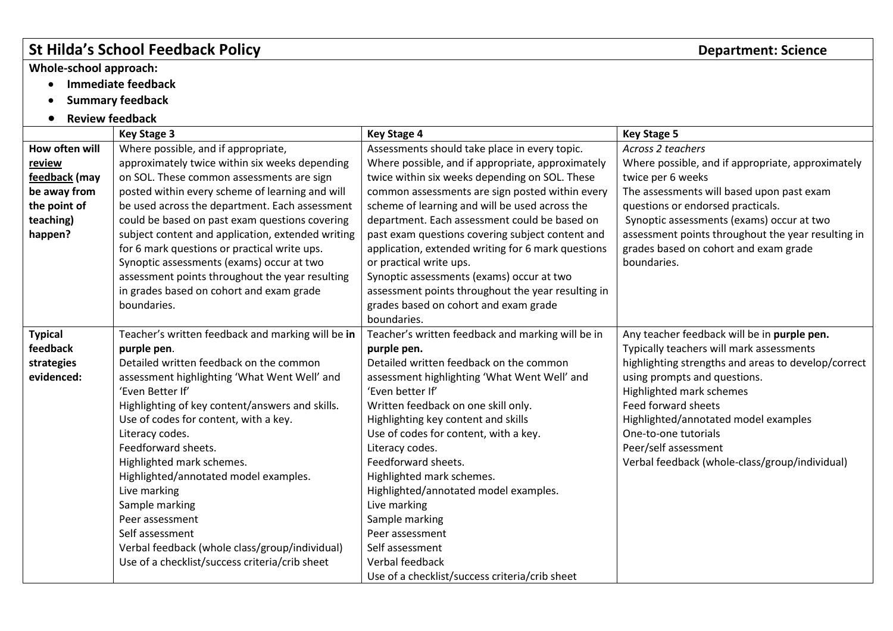# St Hilda's School Feedback Policy

**Department: Science**

**Whole-school approach:**

- **Immediate feedback**
- **Summary feedback**
- **Review feedback**

| | Key Stage 3 | Key Stage 4 | Key Stage 5 |
|---|---|---|---|
| **How often will review feedback (may be away from the point of teaching) happen?** | Where possible, and if appropriate, approximately twice within six weeks depending on SOL. These common assessments are sign posted within every scheme of learning and will be used across the department. Each assessment could be based on past exam questions covering subject content and application, extended writing for 6 mark questions or practical write ups.<br>Synoptic assessments (exams) occur at two assessment points throughout the year resulting in grades based on cohort and exam grade boundaries. | Assessments should take place in every topic.<br>Where possible, and if appropriate, approximately twice within six weeks depending on SOL. These common assessments are sign posted within every scheme of learning and will be used across the department. Each assessment could be based on past exam questions covering subject content and application, extended writing for 6 mark questions or practical write ups.<br>Synoptic assessments (exams) occur at two assessment points throughout the year resulting in grades based on cohort and exam grade boundaries. | *Across 2 teachers*<br>Where possible, and if appropriate, approximately twice per 6 weeks<br>The assessments will based upon past exam questions or endorsed practicals.<br>Synoptic assessments (exams) occur at two assessment points throughout the year resulting in grades based on cohort and exam grade boundaries. |
| **Typical feedback strategies evidenced:** | Teacher's written feedback and marking will be **in purple pen**.<br>Detailed written feedback on the common assessment highlighting 'What Went Well' and 'Even Better If'<br>Highlighting of key content/answers and skills.<br>Use of codes for content, with a key.<br>Literacy codes.<br>Feedforward sheets.<br>Highlighted mark schemes.<br>Highlighted/annotated model examples.<br>Live marking<br>Sample marking<br>Peer assessment<br>Self assessment<br>Verbal feedback (whole class/group/individual)<br>Use of a checklist/success criteria/crib sheet | Teacher's written feedback and marking will be in **purple pen.**<br>Detailed written feedback on the common assessment highlighting 'What Went Well' and 'Even better If'<br>Written feedback on one skill only.<br>Highlighting key content and skills<br>Use of codes for content, with a key.<br>Literacy codes.<br>Feedforward sheets.<br>Highlighted mark schemes.<br>Highlighted/annotated model examples.<br>Live marking<br>Sample marking<br>Peer assessment<br>Self assessment<br>Verbal feedback<br>Use of a checklist/success criteria/crib sheet | Any teacher feedback will be in **purple pen.**<br>Typically teachers will mark assessments highlighting strengths and areas to develop/correct using prompts and questions.<br>Highlighted mark schemes<br>Feed forward sheets<br>Highlighted/annotated model examples<br>One-to-one tutorials<br>Peer/self assessment<br>Verbal feedback (whole-class/group/individual) |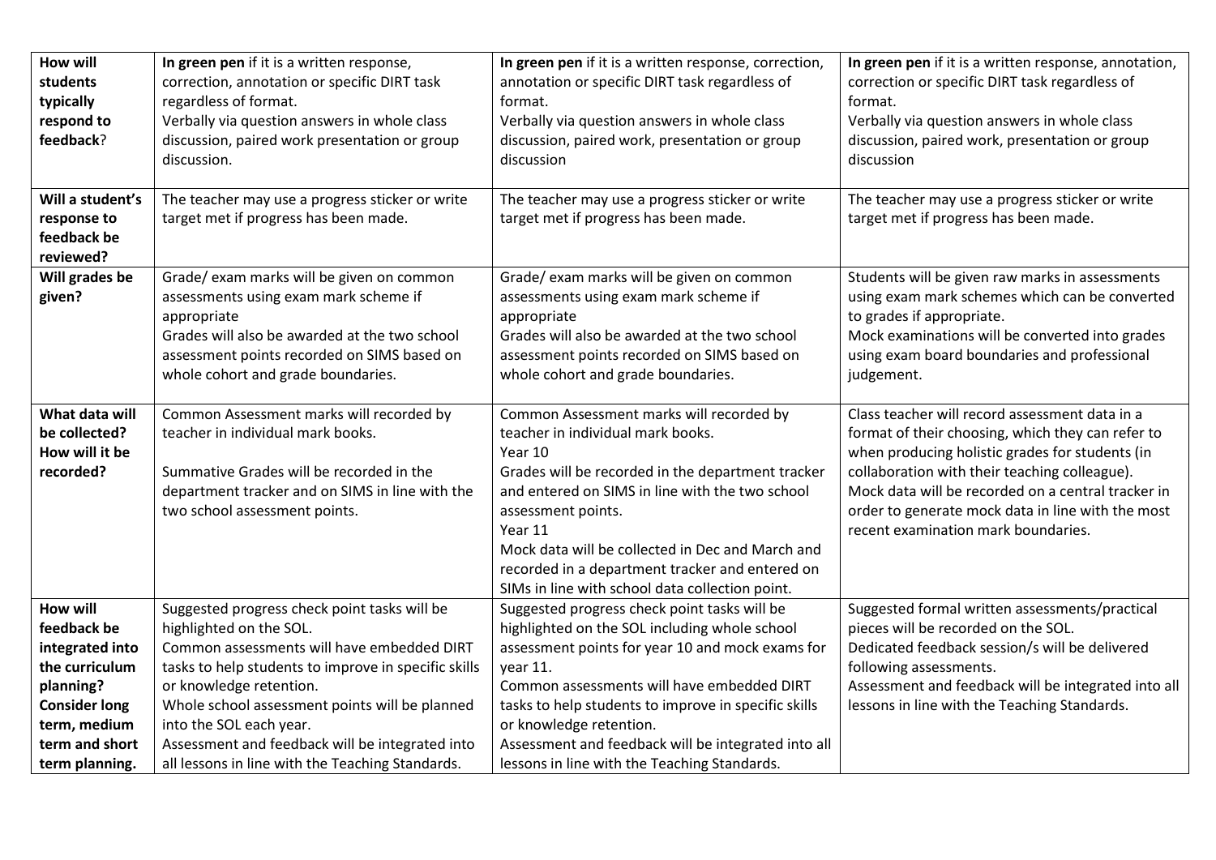| **How will students typically respond to feedback**? | **In green pen** if it is a written response, correction, annotation or specific DIRT task regardless of format.<br>Verbally via question answers in whole class discussion, paired work presentation or group discussion. | **In green pen** if it is a written response, correction, annotation or specific DIRT task regardless of format.<br>Verbally via question answers in whole class discussion, paired work, presentation or group discussion | **In green pen** if it is a written response, annotation, correction or specific DIRT task regardless of format.<br>Verbally via question answers in whole class discussion, paired work, presentation or group discussion |
|---|---|---|---|
| **Will a student's response to feedback be reviewed?** | The teacher may use a progress sticker or write target met if progress has been made. | The teacher may use a progress sticker or write target met if progress has been made. | The teacher may use a progress sticker or write target met if progress has been made. |
| **Will grades be given?** | Grade/ exam marks will be given on common assessments using exam mark scheme if appropriate<br>Grades will also be awarded at the two school assessment points recorded on SIMS based on whole cohort and grade boundaries. | Grade/ exam marks will be given on common assessments using exam mark scheme if appropriate<br>Grades will also be awarded at the two school assessment points recorded on SIMS based on whole cohort and grade boundaries. | Students will be given raw marks in assessments using exam mark schemes which can be converted to grades if appropriate.<br>Mock examinations will be converted into grades using exam board boundaries and professional judgement. |
| **What data will be collected? How will it be recorded?** | Common Assessment marks will recorded by teacher in individual mark books.<br><br>Summative Grades will be recorded in the department tracker and on SIMS in line with the two school assessment points. | Common Assessment marks will recorded by teacher in individual mark books.<br>Year 10<br>Grades will be recorded in the department tracker and entered on SIMS in line with the two school assessment points.<br>Year 11<br>Mock data will be collected in Dec and March and recorded in a department tracker and entered on SIMs in line with school data collection point. | Class teacher will record assessment data in a format of their choosing, which they can refer to when producing holistic grades for students (in collaboration with their teaching colleague).<br>Mock data will be recorded on a central tracker in order to generate mock data in line with the most recent examination mark boundaries. |
| **How will feedback be integrated into the curriculum planning? Consider long term, medium term and short term planning.** | Suggested progress check point tasks will be highlighted on the SOL.<br>Common assessments will have embedded DIRT tasks to help students to improve in specific skills or knowledge retention.<br>Whole school assessment points will be planned into the SOL each year.<br>Assessment and feedback will be integrated into all lessons in line with the Teaching Standards. | Suggested progress check point tasks will be highlighted on the SOL including whole school assessment points for year 10 and mock exams for year 11.<br>Common assessments will have embedded DIRT tasks to help students to improve in specific skills or knowledge retention.<br>Assessment and feedback will be integrated into all lessons in line with the Teaching Standards. | Suggested formal written assessments/practical pieces will be recorded on the SOL.<br>Dedicated feedback session/s will be delivered following assessments.<br>Assessment and feedback will be integrated into all lessons in line with the Teaching Standards. |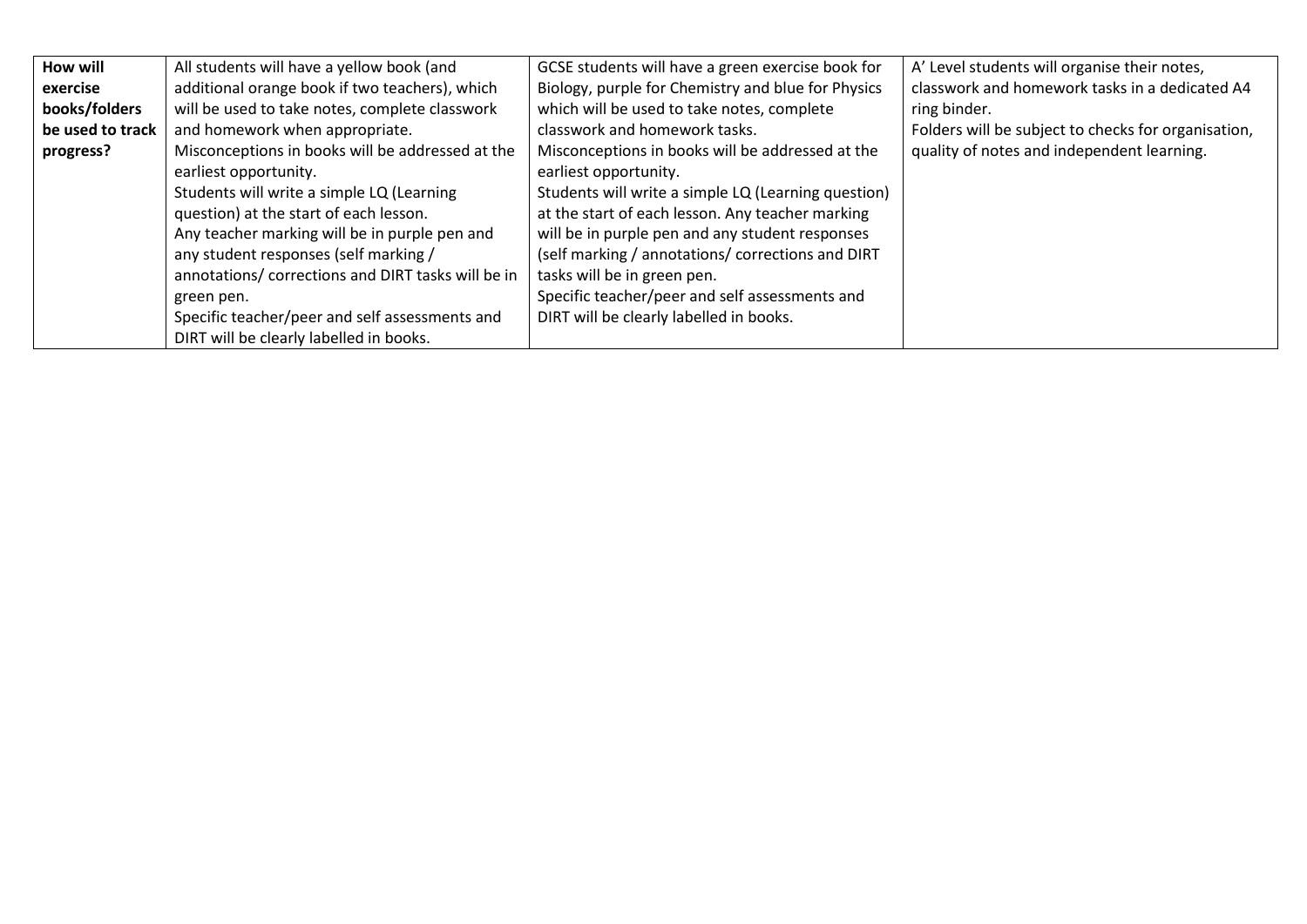| | | | |
|---|---|---|---|
| **How will exercise books/folders be used to track progress?** | All students will have a yellow book (and additional orange book if two teachers), which will be used to take notes, complete classwork and homework when appropriate.<br>Misconceptions in books will be addressed at the earliest opportunity.<br>Students will write a simple LQ (Learning question) at the start of each lesson.<br>Any teacher marking will be in purple pen and any student responses (self marking / annotations/ corrections and DIRT tasks will be in green pen.<br>Specific teacher/peer and self assessments and DIRT will be clearly labelled in books. | GCSE students will have a green exercise book for Biology, purple for Chemistry and blue for Physics which will be used to take notes, complete classwork and homework tasks.<br>Misconceptions in books will be addressed at the earliest opportunity.<br>Students will write a simple LQ (Learning question) at the start of each lesson. Any teacher marking will be in purple pen and any student responses (self marking / annotations/ corrections and DIRT tasks will be in green pen.<br>Specific teacher/peer and self assessments and DIRT will be clearly labelled in books. | A' Level students will organise their notes, classwork and homework tasks in a dedicated A4 ring binder.<br>Folders will be subject to checks for organisation, quality of notes and independent learning. |